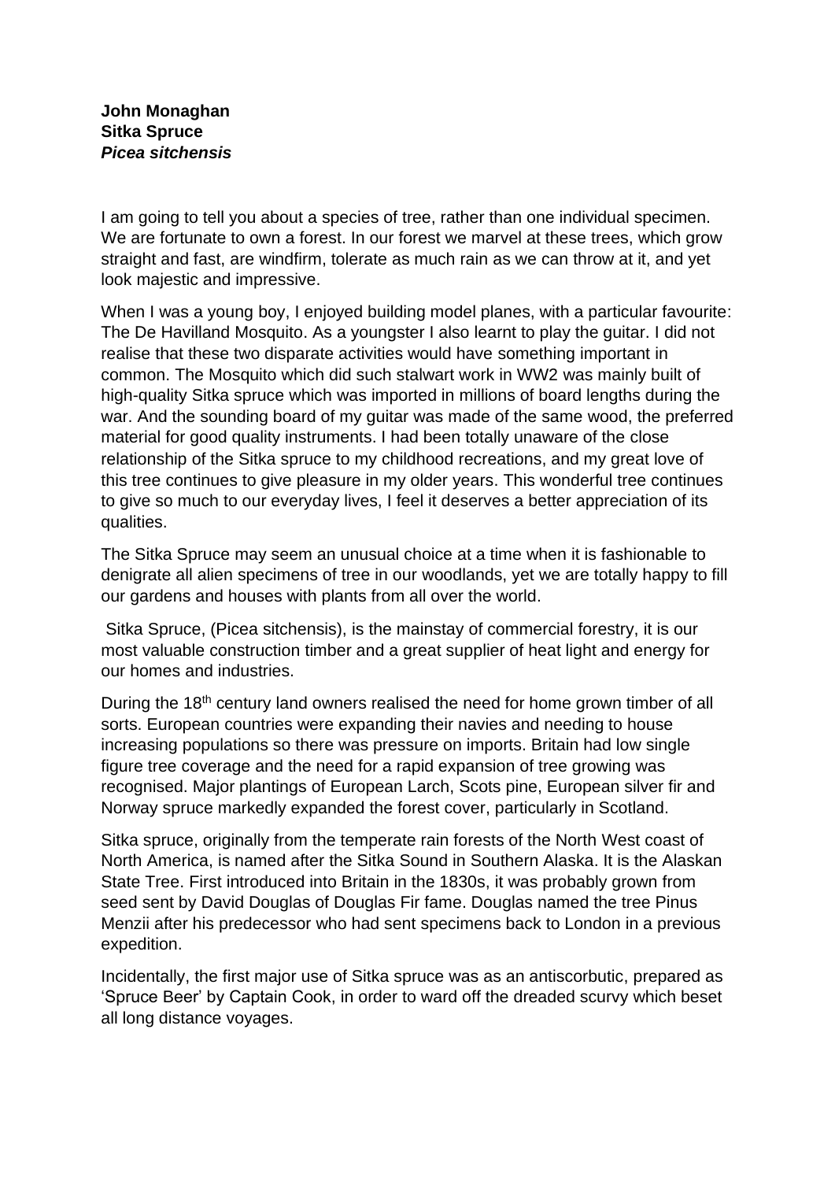**John Monaghan**
**Sitka Spruce**
***Picea sitchensis***

I am going to tell you about a species of tree, rather than one individual specimen. We are fortunate to own a forest. In our forest we marvel at these trees, which grow straight and fast, are windfirm, tolerate as much rain as we can throw at it, and yet look majestic and impressive.

When I was a young boy, I enjoyed building model planes, with a particular favourite: The De Havilland Mosquito. As a youngster I also learnt to play the guitar. I did not realise that these two disparate activities would have something important in common. The Mosquito which did such stalwart work in WW2 was mainly built of high-quality Sitka spruce which was imported in millions of board lengths during the war. And the sounding board of my guitar was made of the same wood, the preferred material for good quality instruments. I had been totally unaware of the close relationship of the Sitka spruce to my childhood recreations, and my great love of this tree continues to give pleasure in my older years. This wonderful tree continues to give so much to our everyday lives, I feel it deserves a better appreciation of its qualities.

The Sitka Spruce may seem an unusual choice at a time when it is fashionable to denigrate all alien specimens of tree in our woodlands, yet we are totally happy to fill our gardens and houses with plants from all over the world.

Sitka Spruce, (Picea sitchensis), is the mainstay of commercial forestry, it is our most valuable construction timber and a great supplier of heat light and energy for our homes and industries.

During the 18th century land owners realised the need for home grown timber of all sorts. European countries were expanding their navies and needing to house increasing populations so there was pressure on imports. Britain had low single figure tree coverage and the need for a rapid expansion of tree growing was recognised. Major plantings of European Larch, Scots pine, European silver fir and Norway spruce markedly expanded the forest cover, particularly in Scotland.

Sitka spruce, originally from the temperate rain forests of the North West coast of North America, is named after the Sitka Sound in Southern Alaska. It is the Alaskan State Tree. First introduced into Britain in the 1830s, it was probably grown from seed sent by David Douglas of Douglas Fir fame. Douglas named the tree Pinus Menzii after his predecessor who had sent specimens back to London in a previous expedition.

Incidentally, the first major use of Sitka spruce was as an antiscorbutic, prepared as 'Spruce Beer' by Captain Cook, in order to ward off the dreaded scurvy which beset all long distance voyages.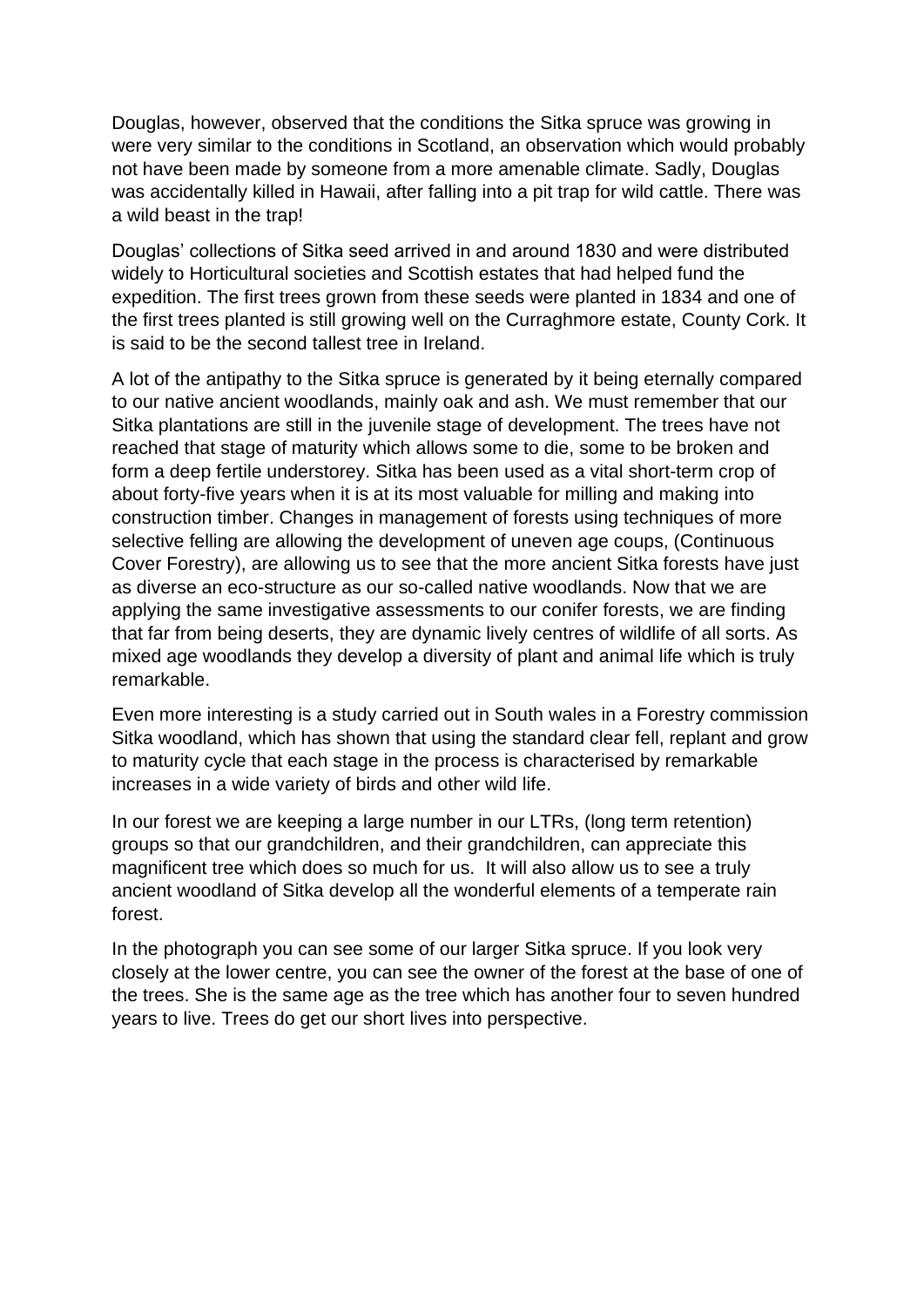Douglas, however, observed that the conditions the Sitka spruce was growing in were very similar to the conditions in Scotland, an observation which would probably not have been made by someone from a more amenable climate. Sadly, Douglas was accidentally killed in Hawaii, after falling into a pit trap for wild cattle. There was a wild beast in the trap!

Douglas' collections of Sitka seed arrived in and around 1830 and were distributed widely to Horticultural societies and Scottish estates that had helped fund the expedition. The first trees grown from these seeds were planted in 1834 and one of the first trees planted is still growing well on the Curraghmore estate, County Cork. It is said to be the second tallest tree in Ireland.

A lot of the antipathy to the Sitka spruce is generated by it being eternally compared to our native ancient woodlands, mainly oak and ash. We must remember that our Sitka plantations are still in the juvenile stage of development. The trees have not reached that stage of maturity which allows some to die, some to be broken and form a deep fertile understorey. Sitka has been used as a vital short-term crop of about forty-five years when it is at its most valuable for milling and making into construction timber. Changes in management of forests using techniques of more selective felling are allowing the development of uneven age coups, (Continuous Cover Forestry), are allowing us to see that the more ancient Sitka forests have just as diverse an eco-structure as our so-called native woodlands. Now that we are applying the same investigative assessments to our conifer forests, we are finding that far from being deserts, they are dynamic lively centres of wildlife of all sorts. As mixed age woodlands they develop a diversity of plant and animal life which is truly remarkable.

Even more interesting is a study carried out in South wales in a Forestry commission Sitka woodland, which has shown that using the standard clear fell, replant and grow to maturity cycle that each stage in the process is characterised by remarkable increases in a wide variety of birds and other wild life.

In our forest we are keeping a large number in our LTRs, (long term retention) groups so that our grandchildren, and their grandchildren, can appreciate this magnificent tree which does so much for us. It will also allow us to see a truly ancient woodland of Sitka develop all the wonderful elements of a temperate rain forest.

In the photograph you can see some of our larger Sitka spruce. If you look very closely at the lower centre, you can see the owner of the forest at the base of one of the trees. She is the same age as the tree which has another four to seven hundred years to live. Trees do get our short lives into perspective.